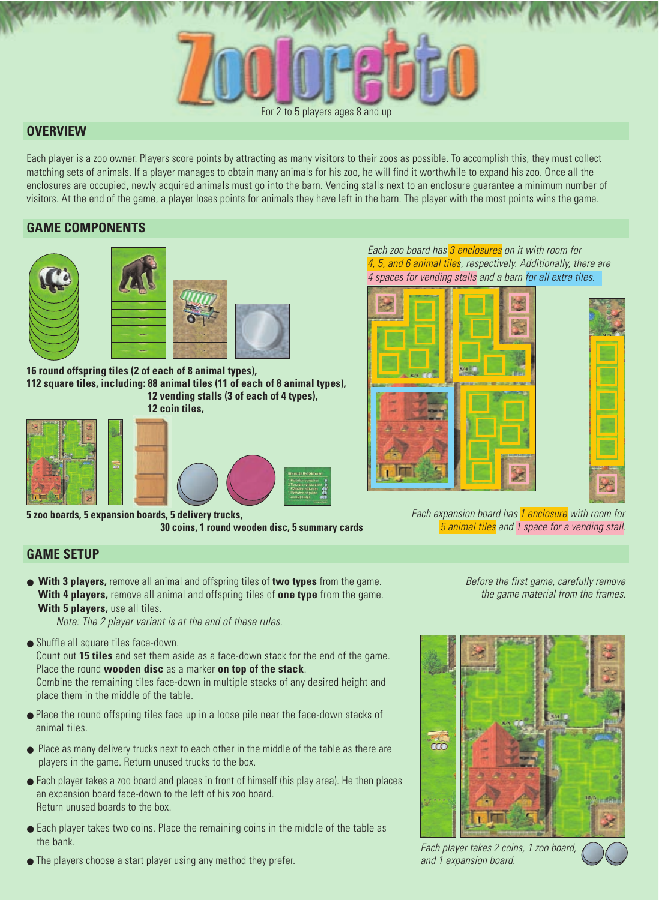# Zooloretto

For 2 to 5 players ages 8 and up

## OVERVIEW

Each player is a zoo owner. Players score points by attracting as many visitors to their zoos as possible. To accomplish this, they must collect matching sets of animals. If a player manages to obtain many animals for his zoo, he will find it worthwhile to expand his zoo. Once all the enclosures are occupied, newly acquired animals must go into the barn. Vending stalls next to an enclosure guarantee a minimum number of visitors. At the end of the game, a player loses points for animals they have left in the barn. The player with the most points wins the game.

## GAME COMPONENTS

**16 round offspring tiles (2 of each of 8 animal types),**
**112 square tiles, including: 88 animal tiles (11 of each of 8 animal types),**
**12 vending stalls (3 of each of 4 types),**
**12 coin tiles,**

**5 zoo boards, 5 expansion boards, 5 delivery trucks,**
**30 coins, 1 round wooden disc, 5 summary cards**

*Each zoo board has 3 enclosures on it with room for 4, 5, and 6 animal tiles, respectively. Additionally, there are 4 spaces for vending stalls and a barn for all extra tiles.*

*Each expansion board has 1 enclosure with room for 5 animal tiles and 1 space for a vending stall.*

## GAME SETUP

- **With 3 players,** remove all animal and offspring tiles of **two types** from the game.
  **With 4 players,** remove all animal and offspring tiles of **one type** from the game.
  **With 5 players,** use all tiles.
  *Note: The 2 player variant is at the end of these rules.*
- Shuffle all square tiles face-down.
  Count out **15 tiles** and set them aside as a face-down stack for the end of the game.
  Place the round **wooden disc** as a marker **on top of the stack**.
  Combine the remaining tiles face-down in multiple stacks of any desired height and place them in the middle of the table.
- Place the round offspring tiles face up in a loose pile near the face-down stacks of animal tiles.
- Place as many delivery trucks next to each other in the middle of the table as there are players in the game. Return unused trucks to the box.
- Each player takes a zoo board and places in front of himself (his play area). He then places an expansion board face-down to the left of his zoo board.
  Return unused boards to the box.
- Each player takes two coins. Place the remaining coins in the middle of the table as the bank.
- The players choose a start player using any method they prefer.

*Before the first game, carefully remove the game material from the frames.*

*Each player takes 2 coins, 1 zoo board, and 1 expansion board.*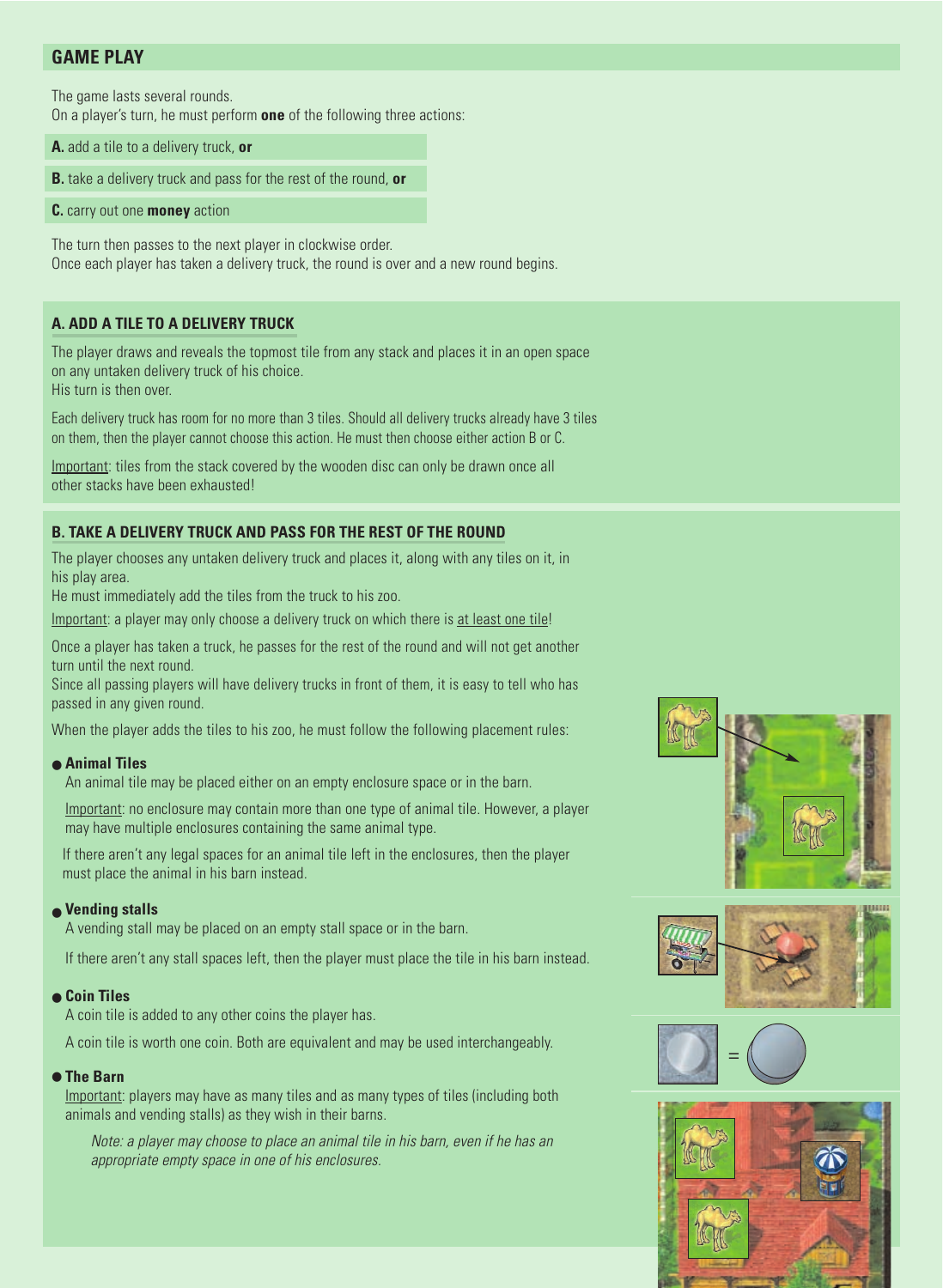## GAME PLAY

The game lasts several rounds.
On a player's turn, he must perform **one** of the following three actions:

**A.** add a tile to a delivery truck, **or**

**B.** take a delivery truck and pass for the rest of the round, **or**

**C.** carry out one **money** action

The turn then passes to the next player in clockwise order.
Once each player has taken a delivery truck, the round is over and a new round begins.

### A. ADD A TILE TO A DELIVERY TRUCK

The player draws and reveals the topmost tile from any stack and places it in an open space on any untaken delivery truck of his choice.
His turn is then over.

Each delivery truck has room for no more than 3 tiles. Should all delivery trucks already have 3 tiles on them, then the player cannot choose this action. He must then choose either action B or C.

Important: tiles from the stack covered by the wooden disc can only be drawn once all other stacks have been exhausted!

### B. TAKE A DELIVERY TRUCK AND PASS FOR THE REST OF THE ROUND

The player chooses any untaken delivery truck and places it, along with any tiles on it, in his play area.
He must immediately add the tiles from the truck to his zoo.

Important: a player may only choose a delivery truck on which there is at least one tile!

Once a player has taken a truck, he passes for the rest of the round and will not get another turn until the next round.
Since all passing players will have delivery trucks in front of them, it is easy to tell who has passed in any given round.

When the player adds the tiles to his zoo, he must follow the following placement rules:

- **Animal Tiles**

  An animal tile may be placed either on an empty enclosure space or in the barn.

  Important: no enclosure may contain more than one type of animal tile. However, a player may have multiple enclosures containing the same animal type.

  If there aren't any legal spaces for an animal tile left in the enclosures, then the player must place the animal in his barn instead.

- **Vending stalls**

  A vending stall may be placed on an empty stall space or in the barn.

  If there aren't any stall spaces left, then the player must place the tile in his barn instead.

- **Coin Tiles**

  A coin tile is added to any other coins the player has.

  A coin tile is worth one coin. Both are equivalent and may be used interchangeably.

- **The Barn**

  Important: players may have as many tiles and as many types of tiles (including both animals and vending stalls) as they wish in their barns.

  *Note: a player may choose to place an animal tile in his barn, even if he has an appropriate empty space in one of his enclosures.*

=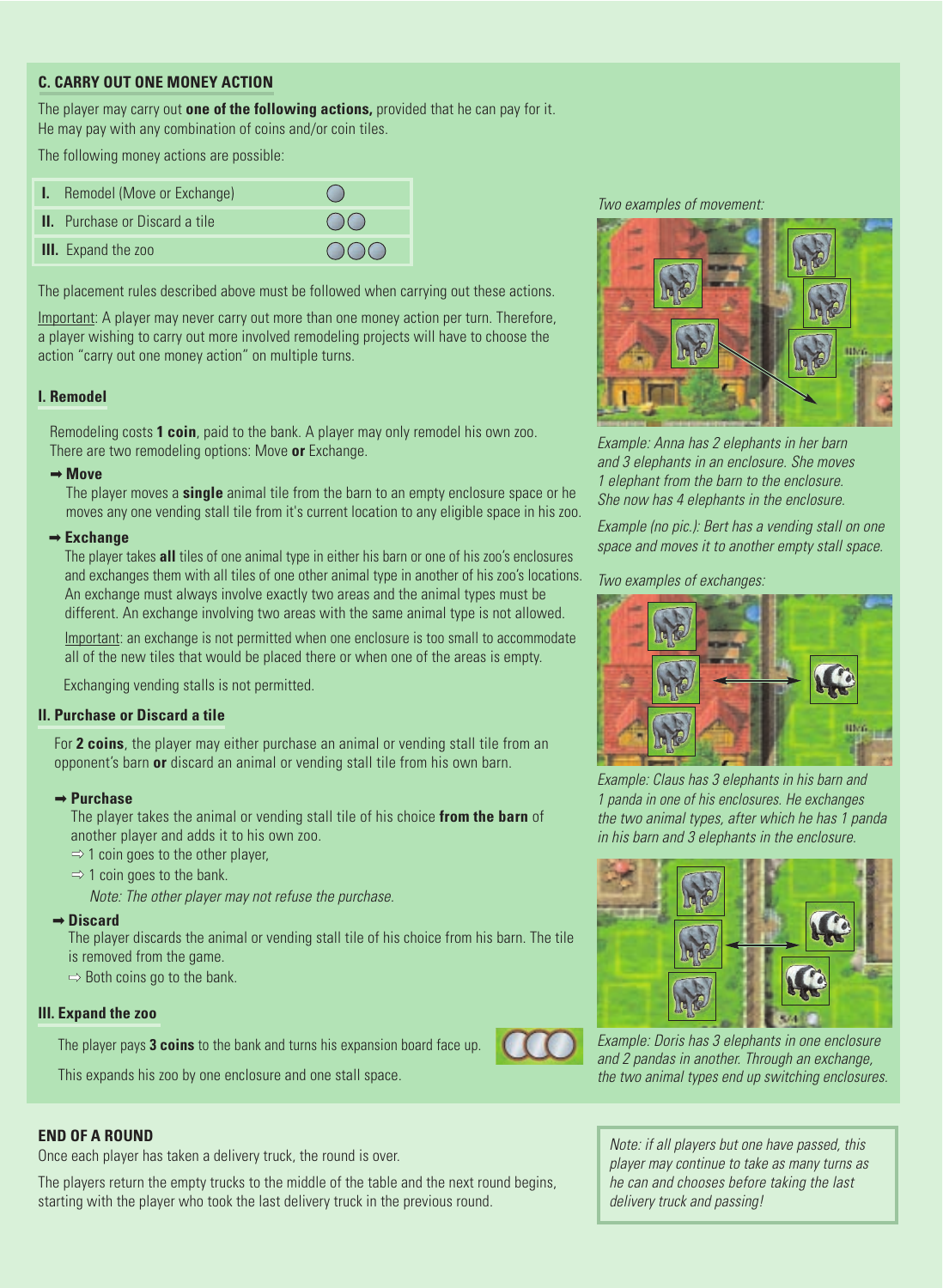## C. CARRY OUT ONE MONEY ACTION

The player may carry out **one of the following actions,** provided that he can pay for it. He may pay with any combination of coins and/or coin tiles.

The following money actions are possible:

| | | |
|---|---|---|
| **I.** | Remodel (Move or Exchange) | ◯ |
| **II.** | Purchase or Discard a tile | ◯◯ |
| **III.** | Expand the zoo | ◯◯◯ |

The placement rules described above must be followed when carrying out these actions.

Important: A player may never carry out more than one money action per turn. Therefore, a player wishing to carry out more involved remodeling projects will have to choose the action "carry out one money action" on multiple turns.

### I. Remodel

Remodeling costs **1 coin**, paid to the bank. A player may only remodel his own zoo. There are two remodeling options: Move **or** Exchange.

➡ **Move**

The player moves a **single** animal tile from the barn to an empty enclosure space or he moves any one vending stall tile from it's current location to any eligible space in his zoo.

➡ **Exchange**

The player takes **all** tiles of one animal type in either his barn or one of his zoo's enclosures and exchanges them with all tiles of one other animal type in another of his zoo's locations. An exchange must always involve exactly two areas and the animal types must be different. An exchange involving two areas with the same animal type is not allowed.

Important: an exchange is not permitted when one enclosure is too small to accommodate all of the new tiles that would be placed there or when one of the areas is empty.

Exchanging vending stalls is not permitted.

### II. Purchase or Discard a tile

For **2 coins**, the player may either purchase an animal or vending stall tile from an opponent's barn **or** discard an animal or vending stall tile from his own barn.

➡ **Purchase**

The player takes the animal or vending stall tile of his choice **from the barn** of another player and adds it to his own zoo.

⇨ 1 coin goes to the other player,

⇨ 1 coin goes to the bank.

*Note: The other player may not refuse the purchase.*

➡ **Discard**

The player discards the animal or vending stall tile of his choice from his barn. The tile is removed from the game.

⇨ Both coins go to the bank.

### III. Expand the zoo

The player pays **3 coins** to the bank and turns his expansion board face up.

This expands his zoo by one enclosure and one stall space.

*Two examples of movement:*

*Example: Anna has 2 elephants in her barn and 3 elephants in an enclosure. She moves 1 elephant from the barn to the enclosure. She now has 4 elephants in the enclosure.*

*Example (no pic.): Bert has a vending stall on one space and moves it to another empty stall space.*

*Two examples of exchanges:*

*Example: Claus has 3 elephants in his barn and 1 panda in one of his enclosures. He exchanges the two animal types, after which he has 1 panda in his barn and 3 elephants in the enclosure.*

*Example: Doris has 3 elephants in one enclosure and 2 pandas in another. Through an exchange, the two animal types end up switching enclosures.*

## END OF A ROUND

Once each player has taken a delivery truck, the round is over.

The players return the empty trucks to the middle of the table and the next round begins, starting with the player who took the last delivery truck in the previous round.

*Note: if all players but one have passed, this player may continue to take as many turns as he can and chooses before taking the last delivery truck and passing!*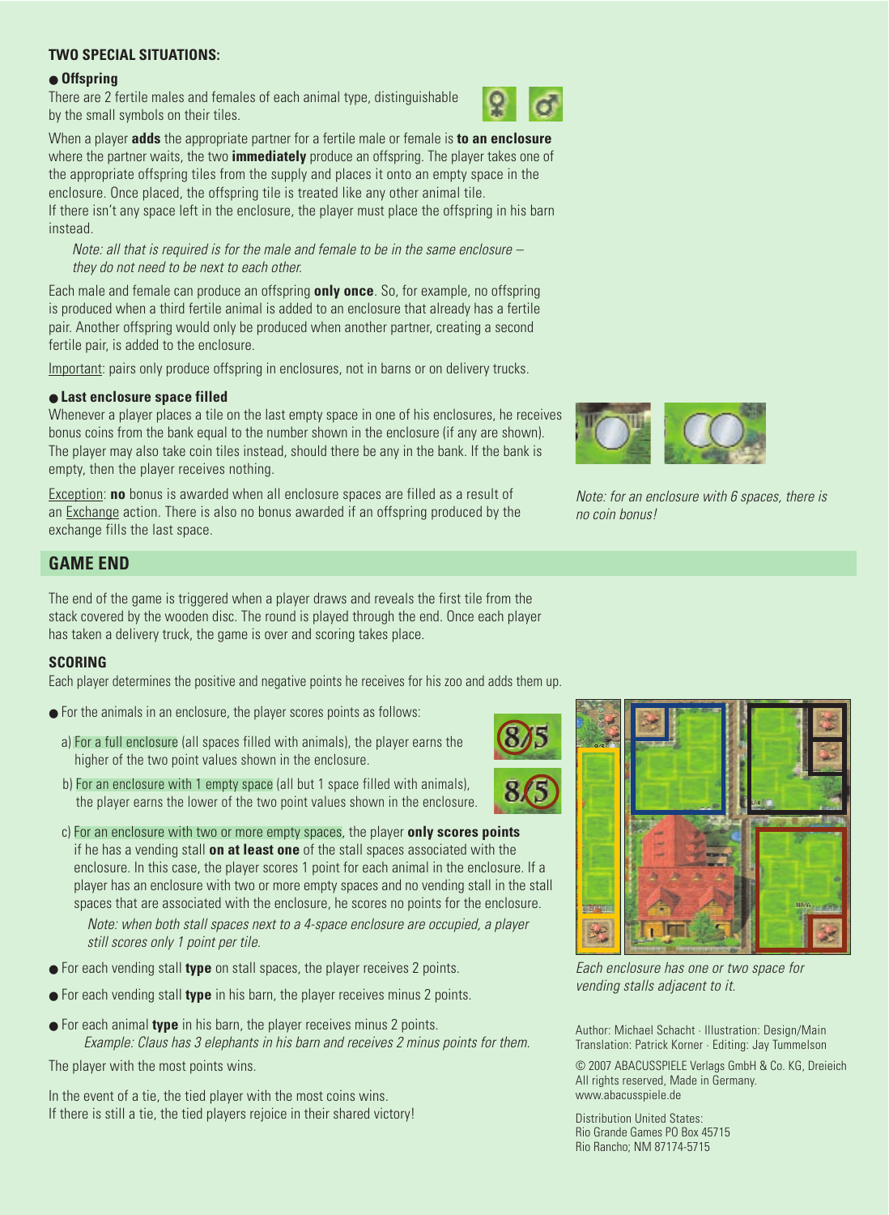### TWO SPECIAL SITUATIONS:

● **Offspring**

There are 2 fertile males and females of each animal type, distinguishable by the small symbols on their tiles.

When a player **adds** the appropriate partner for a fertile male or female is **to an enclosure** where the partner waits, the two **immediately** produce an offspring. The player takes one of the appropriate offspring tiles from the supply and places it onto an empty space in the enclosure. Once placed, the offspring tile is treated like any other animal tile.
If there isn't any space left in the enclosure, the player must place the offspring in his barn instead.

*Note: all that is required is for the male and female to be in the same enclosure – they do not need to be next to each other.*

Each male and female can produce an offspring **only once**. So, for example, no offspring is produced when a third fertile animal is added to an enclosure that already has a fertile pair. Another offspring would only be produced when another partner, creating a second fertile pair, is added to the enclosure.

Important: pairs only produce offspring in enclosures, not in barns or on delivery trucks.

● **Last enclosure space filled**

Whenever a player places a tile on the last empty space in one of his enclosures, he receives bonus coins from the bank equal to the number shown in the enclosure (if any are shown). The player may also take coin tiles instead, should there be any in the bank. If the bank is empty, then the player receives nothing.

Exception: **no** bonus is awarded when all enclosure spaces are filled as a result of an Exchange action. There is also no bonus awarded if an offspring produced by the exchange fills the last space.

*Note: for an enclosure with 6 spaces, there is no coin bonus!*

## GAME END

The end of the game is triggered when a player draws and reveals the first tile from the stack covered by the wooden disc. The round is played through the end. Once each player has taken a delivery truck, the game is over and scoring takes place.

### SCORING

Each player determines the positive and negative points he receives for his zoo and adds them up.

● For the animals in an enclosure, the player scores points as follows:

a) For a full enclosure (all spaces filled with animals), the player earns the higher of the two point values shown in the enclosure.

b) For an enclosure with 1 empty space (all but 1 space filled with animals), the player earns the lower of the two point values shown in the enclosure.

c) For an enclosure with two or more empty spaces, the player **only scores points** if he has a vending stall **on at least one** of the stall spaces associated with the enclosure. In this case, the player scores 1 point for each animal in the enclosure. If a player has an enclosure with two or more empty spaces and no vending stall in the stall spaces that are associated with the enclosure, he scores no points for the enclosure.

*Note: when both stall spaces next to a 4-space enclosure are occupied, a player still scores only 1 point per tile.*

● For each vending stall **type** on stall spaces, the player receives 2 points.

● For each vending stall **type** in his barn, the player receives minus 2 points.

● For each animal **type** in his barn, the player receives minus 2 points.
*Example: Claus has 3 elephants in his barn and receives 2 minus points for them.*

The player with the most points wins.

In the event of a tie, the tied player with the most coins wins.
If there is still a tie, the tied players rejoice in their shared victory!

*Each enclosure has one or two space for vending stalls adjacent to it.*

Author: Michael Schacht · Illustration: Design/Main
Translation: Patrick Korner · Editing: Jay Tummelson

© 2007 ABACUSSPIELE Verlags GmbH & Co. KG, Dreieich
All rights reserved, Made in Germany.
www.abacusspiele.de

Distribution United States:
Rio Grande Games PO Box 45715
Rio Rancho; NM 87174-5715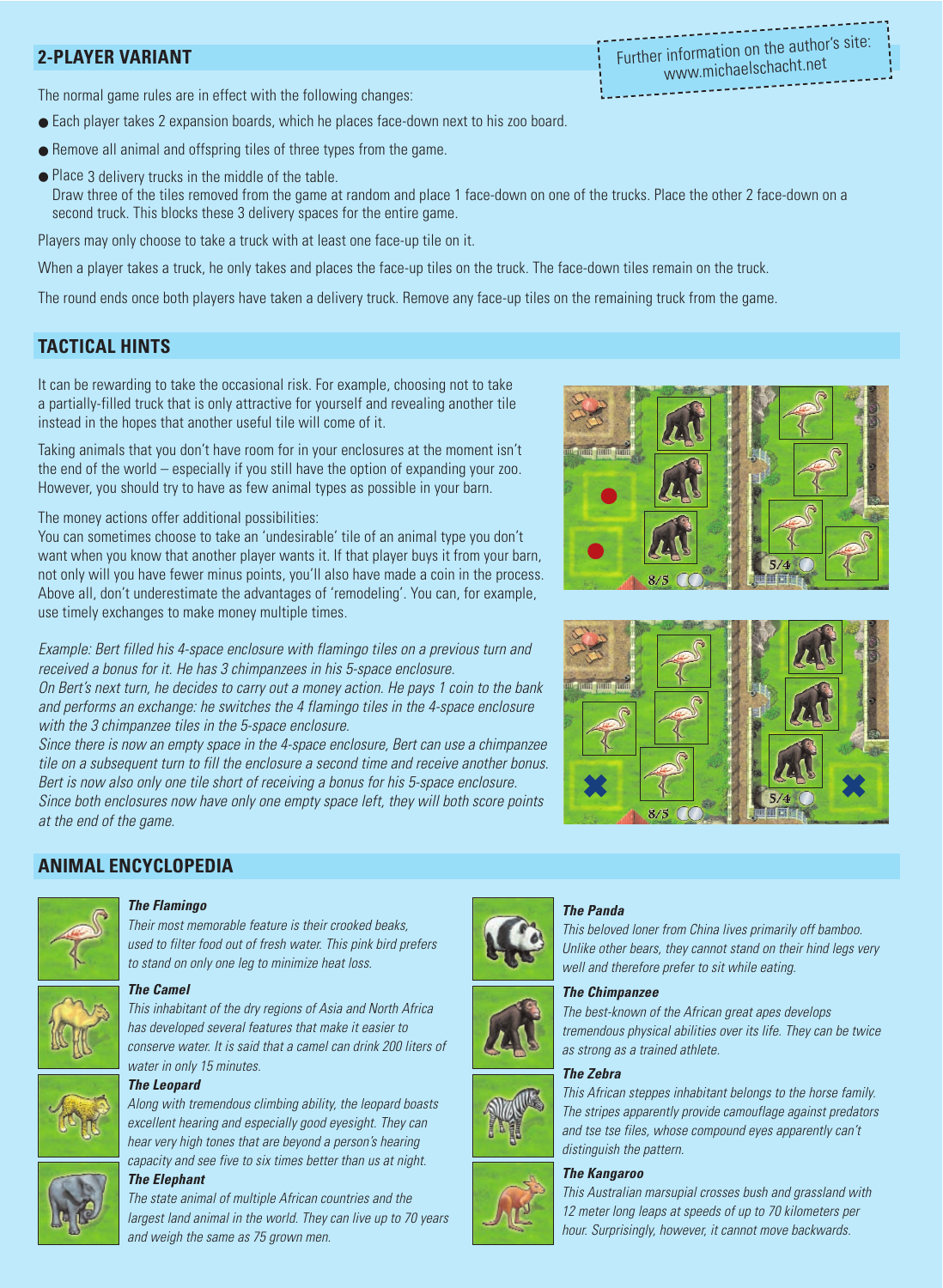## 2-PLAYER VARIANT

Further information on the author's site: www.michaelschacht.net

The normal game rules are in effect with the following changes:

- Each player takes 2 expansion boards, which he places face-down next to his zoo board.
- Remove all animal and offspring tiles of three types from the game.
- Place 3 delivery trucks in the middle of the table.
  Draw three of the tiles removed from the game at random and place 1 face-down on one of the trucks. Place the other 2 face-down on a second truck. This blocks these 3 delivery spaces for the entire game.

Players may only choose to take a truck with at least one face-up tile on it.

When a player takes a truck, he only takes and places the face-up tiles on the truck. The face-down tiles remain on the truck.

The round ends once both players have taken a delivery truck. Remove any face-up tiles on the remaining truck from the game.

## TACTICAL HINTS

It can be rewarding to take the occasional risk. For example, choosing not to take a partially-filled truck that is only attractive for yourself and revealing another tile instead in the hopes that another useful tile will come of it.

Taking animals that you don't have room for in your enclosures at the moment isn't the end of the world – especially if you still have the option of expanding your zoo. However, you should try to have as few animal types as possible in your barn.

The money actions offer additional possibilities:
You can sometimes choose to take an 'undesirable' tile of an animal type you don't want when you know that another player wants it. If that player buys it from your barn, not only will you have fewer minus points, you'll also have made a coin in the process. Above all, don't underestimate the advantages of 'remodeling'. You can, for example, use timely exchanges to make money multiple times.

*Example: Bert filled his 4-space enclosure with flamingo tiles on a previous turn and received a bonus for it. He has 3 chimpanzees in his 5-space enclosure.*
*On Bert's next turn, he decides to carry out a money action. He pays 1 coin to the bank and performs an exchange: he switches the 4 flamingo tiles in the 4-space enclosure with the 3 chimpanzee tiles in the 5-space enclosure.*
*Since there is now an empty space in the 4-space enclosure, Bert can use a chimpanzee tile on a subsequent turn to fill the enclosure a second time and receive another bonus.*
*Bert is now also only one tile short of receiving a bonus for his 5-space enclosure.*
*Since both enclosures now have only one empty space left, they will both score points at the end of the game.*

## ANIMAL ENCYCLOPEDIA

**The Flamingo**
*Their most memorable feature is their crooked beaks, used to filter food out of fresh water. This pink bird prefers to stand on only one leg to minimize heat loss.*

**The Camel**
*This inhabitant of the dry regions of Asia and North Africa has developed several features that make it easier to conserve water. It is said that a camel can drink 200 liters of water in only 15 minutes.*

**The Leopard**
*Along with tremendous climbing ability, the leopard boasts excellent hearing and especially good eyesight. They can hear very high tones that are beyond a person's hearing capacity and see five to six times better than us at night.*

**The Elephant**
*The state animal of multiple African countries and the largest land animal in the world. They can live up to 70 years and weigh the same as 75 grown men.*

**The Panda**
*This beloved loner from China lives primarily off bamboo. Unlike other bears, they cannot stand on their hind legs very well and therefore prefer to sit while eating.*

**The Chimpanzee**
*The best-known of the African great apes develops tremendous physical abilities over its life. They can be twice as strong as a trained athlete.*

**The Zebra**
*This African steppes inhabitant belongs to the horse family. The stripes apparently provide camouflage against predators and tse tse files, whose compound eyes apparently can't distinguish the pattern.*

**The Kangaroo**
*This Australian marsupial crosses bush and grassland with 12 meter long leaps at speeds of up to 70 kilometers per hour. Surprisingly, however, it cannot move backwards.*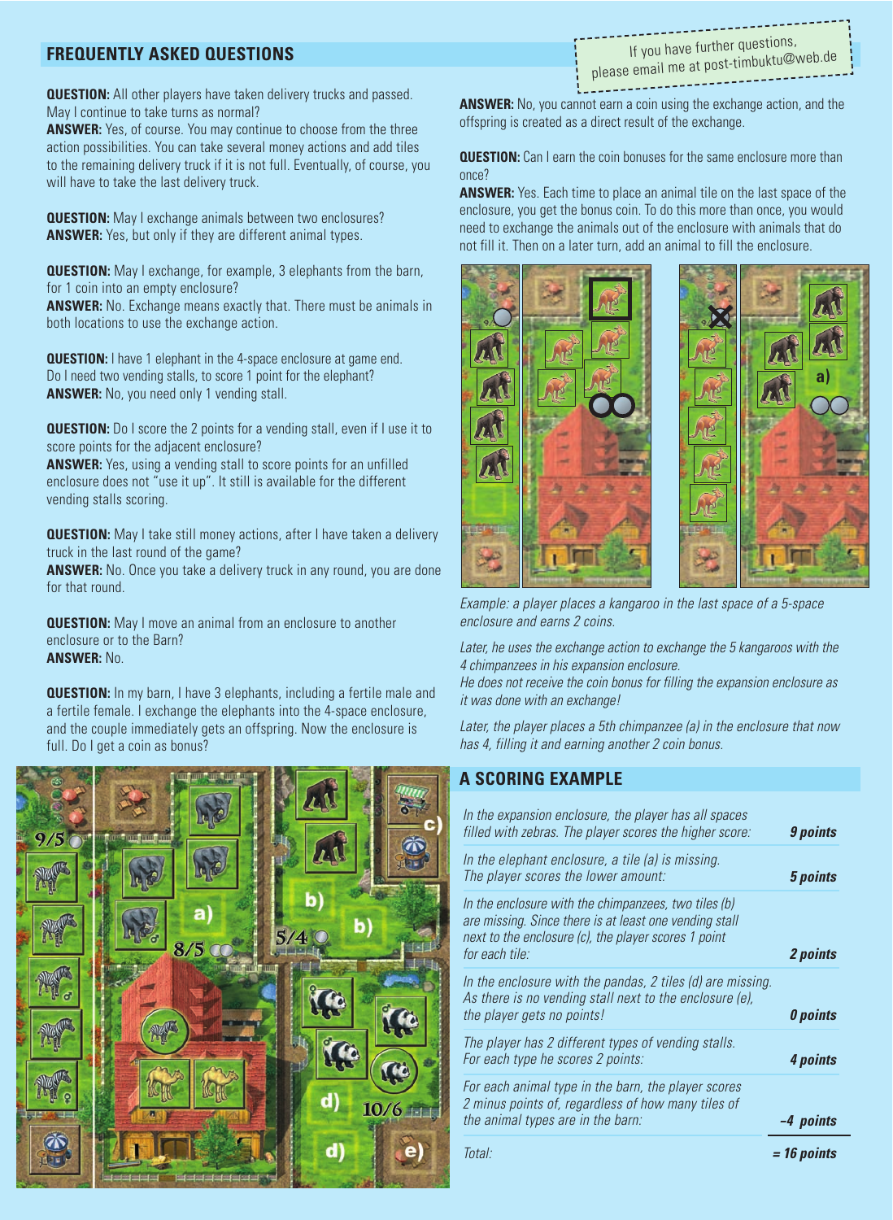## FREQUENTLY ASKED QUESTIONS

If you have further questions, please email me at post-timbuktu@web.de

**QUESTION:** All other players have taken delivery trucks and passed. May I continue to take turns as normal?
**ANSWER:** Yes, of course. You may continue to choose from the three action possibilities. You can take several money actions and add tiles to the remaining delivery truck if it is not full. Eventually, of course, you will have to take the last delivery truck.

**QUESTION:** May I exchange animals between two enclosures?
**ANSWER:** Yes, but only if they are different animal types.

**QUESTION:** May I exchange, for example, 3 elephants from the barn, for 1 coin into an empty enclosure?
**ANSWER:** No. Exchange means exactly that. There must be animals in both locations to use the exchange action.

**QUESTION:** I have 1 elephant in the 4-space enclosure at game end. Do I need two vending stalls, to score 1 point for the elephant?
**ANSWER:** No, you need only 1 vending stall.

**QUESTION:** Do I score the 2 points for a vending stall, even if I use it to score points for the adjacent enclosure?
**ANSWER:** Yes, using a vending stall to score points for an unfilled enclosure does not "use it up". It still is available for the different vending stalls scoring.

**QUESTION:** May I take still money actions, after I have taken a delivery truck in the last round of the game?
**ANSWER:** No. Once you take a delivery truck in any round, you are done for that round.

**QUESTION:** May I move an animal from an enclosure to another enclosure or to the Barn?
**ANSWER:** No.

**QUESTION:** In my barn, I have 3 elephants, including a fertile male and a fertile female. I exchange the elephants into the 4-space enclosure, and the couple immediately gets an offspring. Now the enclosure is full. Do I get a coin as bonus?
**ANSWER:** No, you cannot earn a coin using the exchange action, and the offspring is created as a direct result of the exchange.

**QUESTION:** Can I earn the coin bonuses for the same enclosure more than once?
**ANSWER:** Yes. Each time to place an animal tile on the last space of the enclosure, you get the bonus coin. To do this more than once, you would need to exchange the animals out of the enclosure with animals that do not fill it. Then on a later turn, add an animal to fill the enclosure.

a)

*Example: a player places a kangaroo in the last space of a 5-space enclosure and earns 2 coins.*

*Later, he uses the exchange action to exchange the 5 kangaroos with the 4 chimpanzees in his expansion enclosure.*
*He does not receive the coin bonus for filling the expansion enclosure as it was done with an exchange!*

*Later, the player places a 5th chimpanzee (a) in the enclosure that now has 4, filling it and earning another 2 coin bonus.*

## A SCORING EXAMPLE

9/5 a) 8/5 b) 5/4 b) c) d) 10/6 d) e)

| | |
|---|---|
| *In the expansion enclosure, the player has all spaces filled with zebras. The player scores the higher score:* | ***9 points*** |
| *In the elephant enclosure, a tile (a) is missing. The player scores the lower amount:* | ***5 points*** |
| *In the enclosure with the chimpanzees, two tiles (b) are missing. Since there is at least one vending stall next to the enclosure (c), the player scores 1 point for each tile:* | ***2 points*** |
| *In the enclosure with the pandas, 2 tiles (d) are missing. As there is no vending stall next to the enclosure (e), the player gets no points!* | ***0 points*** |
| *The player has 2 different types of vending stalls. For each type he scores 2 points:* | ***4 points*** |
| *For each animal type in the barn, the player scores 2 minus points of, regardless of how many tiles of the animal types are in the barn:* | ***–4 points*** |
| *Total:* | ***= 16 points*** |